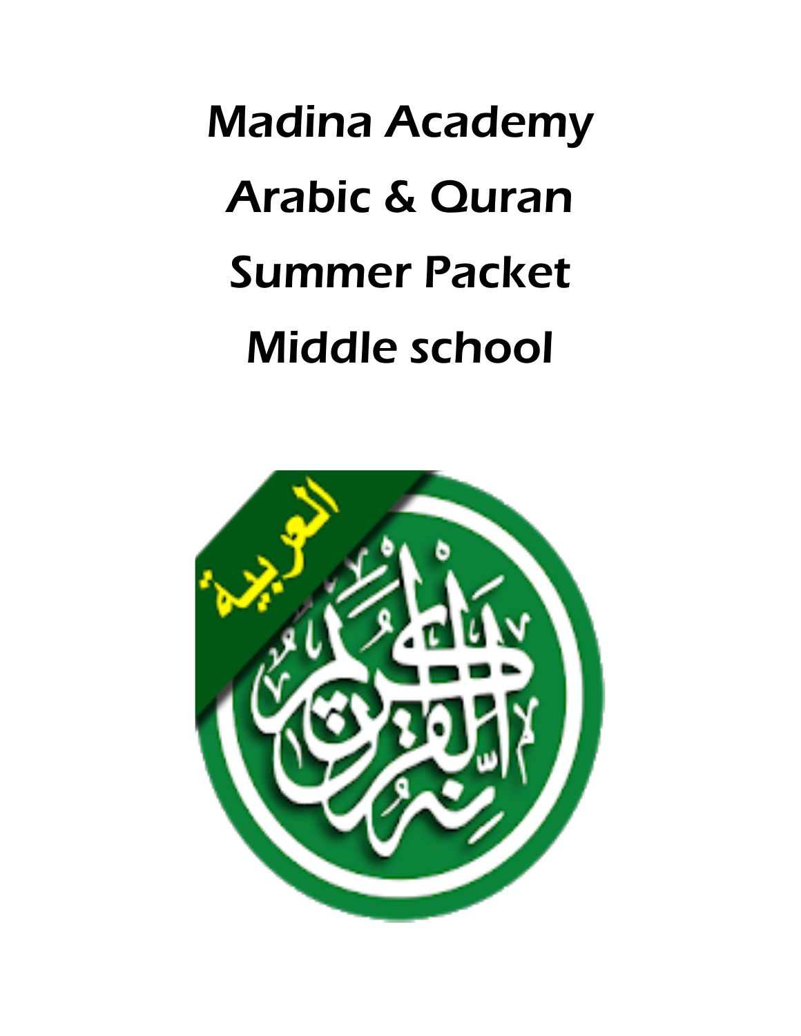# Madina Academy

# Arabic & Quran

# Summer Packet

# Middle school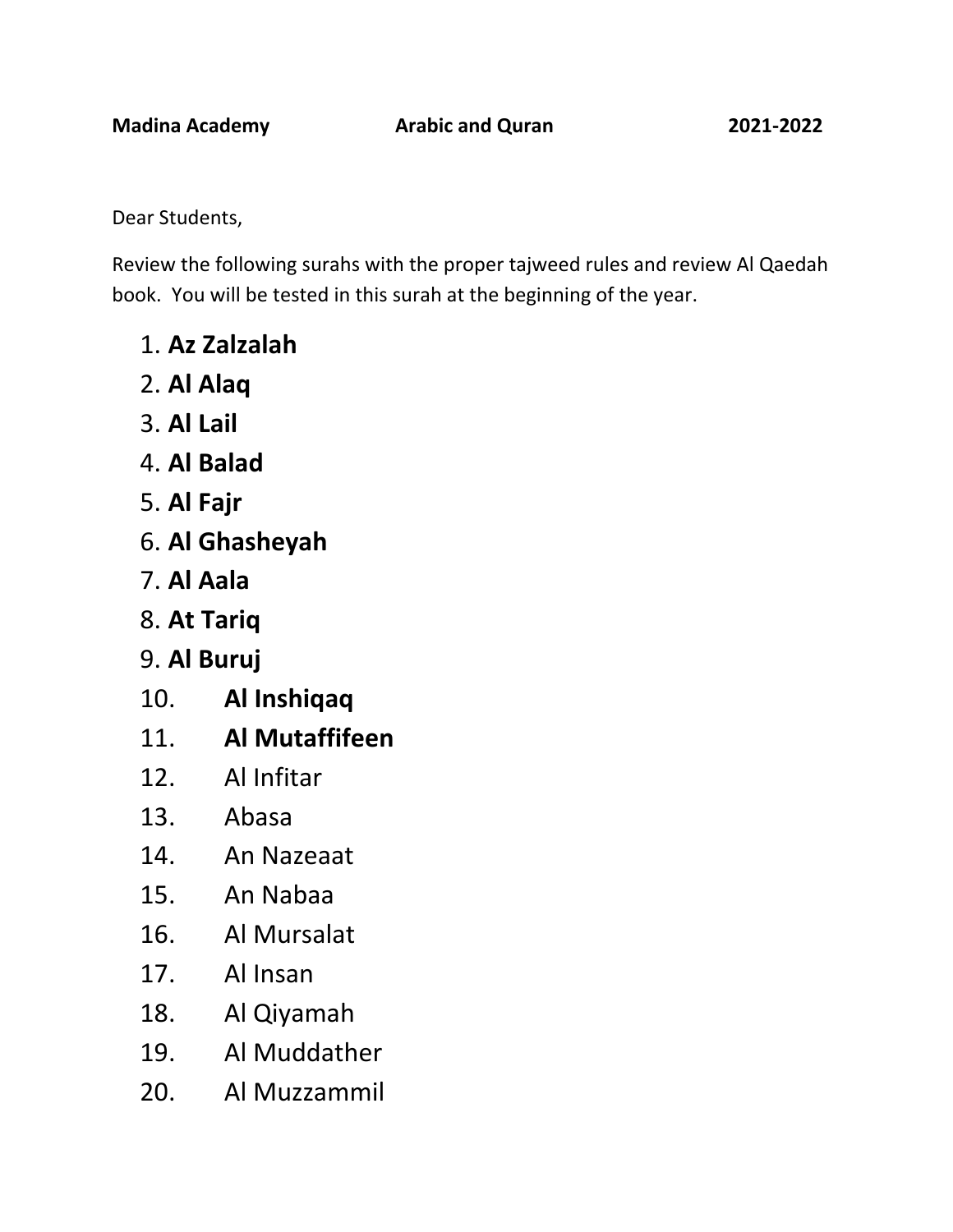**Madina Academy** **Arabic and Quran** **2021-2022**

Dear Students,

Review the following surahs with the proper tajweed rules and review Al Qaedah book. You will be tested in this surah at the beginning of the year.

1. **Az Zalzalah**
2. **Al Alaq**
3. **Al Lail**
4. **Al Balad**
5. **Al Fajr**
6. **Al Ghasheyah**
7. **Al Aala**
8. **At Tariq**
9. **Al Buruj**
10. **Al Inshiqaq**
11. **Al Mutaffifeen**
12. Al Infitar
13. Abasa
14. An Nazeaat
15. An Nabaa
16. Al Mursalat
17. Al Insan
18. Al Qiyamah
19. Al Muddather
20. Al Muzzammil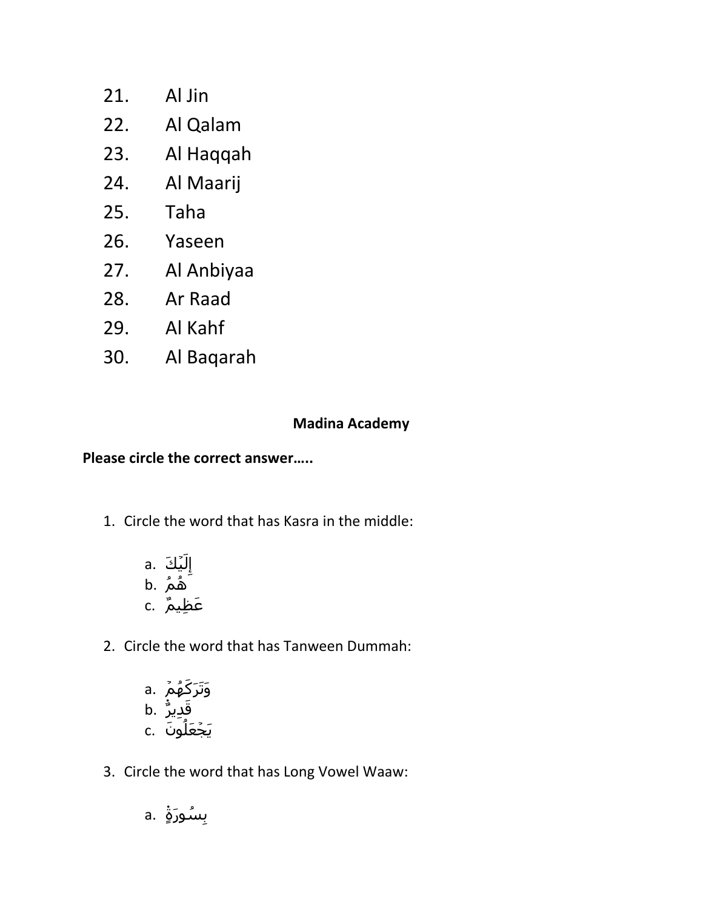21. Al Jin
22. Al Qalam
23. Al Haqqah
24. Al Maarij
25. Taha
26. Yaseen
27. Al Anbiyaa
28. Ar Raad
29. Al Kahf
30. Al Baqarah

**Madina Academy**

**Please circle the correct answer…..**

1. Circle the word that has Kasra in the middle:

   a. إِلَيْكَ
   b. هُمْ
   c. عَظِيمٌ

2. Circle the word that has Tanween Dummah:

   a. وَتَرَكَهُمْ
   b. قَدِيرٌ
   c. يَجْعَلُونَ

3. Circle the word that has Long Vowel Waaw:

   a. بِسُورَةٍ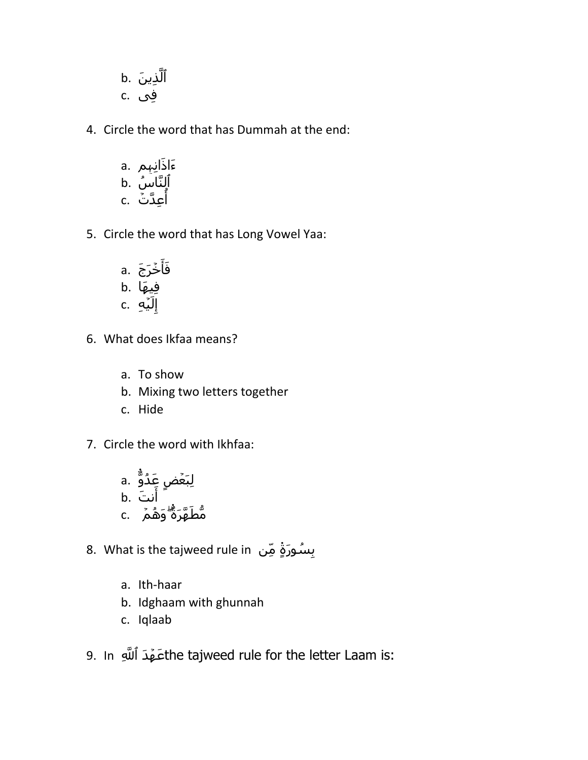b. ٱلَّذِينَ
c. فِى

4. Circle the word that has Dummah at the end:

    a. ءَاذَانِهِم
    b. ٱلنَّاسُ
    c. أُعِدَّتۡ

5. Circle the word that has Long Vowel Yaa:

    a. فَأَخۡرَجَ
    b. فِيهَا
    c. إِلَيۡهِ

6. What does Ikfaa means?

    a. To show
    b. Mixing two letters together
    c. Hide

7. Circle the word with Ikhfaa:

    a. لِبَعۡضٍ عَدُوٌّ
    b. أَنتَ
    c. مُّطَهَّرَةٌ وَهُمۡ

8. What is the tajweed rule in بِسُورَةٍ مِّن

    a. Ith-haar
    b. Idghaam with ghunnah
    c. Iqlaab

9. In عَهۡدَ ٱللَّهِ the tajweed rule for the letter Laam is: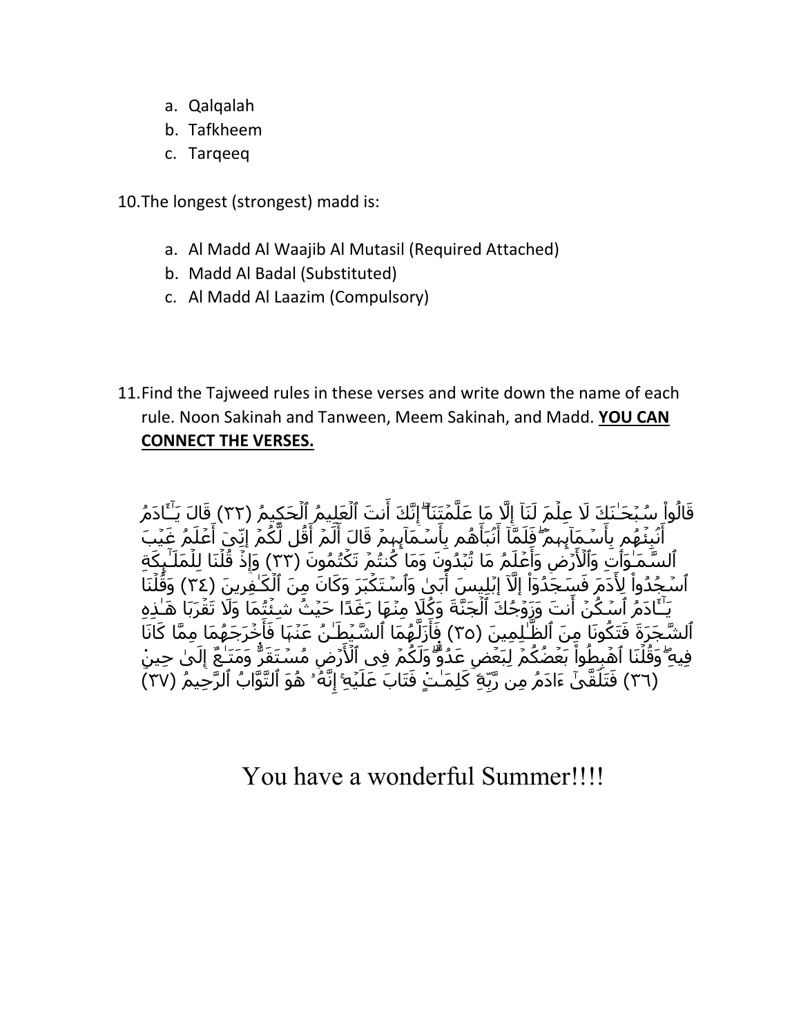a. Qalqalah
b. Tafkheem
c. Tarqeeq

10. The longest (strongest) madd is:

a. Al Madd Al Waajib Al Mutasil (Required Attached)
b. Madd Al Badal (Substituted)
c. Al Madd Al Laazim (Compulsory)

11. Find the Tajweed rules in these verses and write down the name of each rule. Noon Sakinah and Tanween, Meem Sakinah, and Madd. **<u>YOU CAN CONNECT THE VERSES.</u>**

قَالُواْ سُبۡحَٰنَكَ لَا عِلۡمَ لَنَآ إِلَّا مَا عَلَّمۡتَنَآۖ إِنَّكَ أَنتَ ٱلۡعَلِيمُ ٱلۡحَكِيمُ (٣٢) قَالَ يَٰٓـَٔادَمُ أَنۢبِئۡهُم بِأَسۡمَآئِهِمۡۖ فَلَمَّآ أَنۢبَأَهُم بِأَسۡمَآئِهِمۡ قَالَ أَلَمۡ أَقُل لَّكُمۡ إِنِّيٓ أَعۡلَمُ غَيۡبَ ٱلسَّمَٰوَٰتِ وَٱلۡأَرۡضِ وَأَعۡلَمُ مَا تُبۡدُونَ وَمَا كُنتُمۡ تَكۡتُمُونَ (٣٣) وَإِذۡ قُلۡنَا لِلۡمَلَٰٓئِكَةِ ٱسۡجُدُواْ لِأٓدَمَ فَسَجَدُوٓاْ إِلَّآ إِبۡلِيسَ أَبَىٰ وَٱسۡتَكۡبَرَ وَكَانَ مِنَ ٱلۡكَٰفِرِينَ (٣٤) وَقُلۡنَا يَٰٓـَٔادَمُ ٱسۡكُنۡ أَنتَ وَزَوۡجُكَ ٱلۡجَنَّةَ وَكُلَا مِنۡهَا رَغَدًا حَيۡثُ شِئۡتُمَا وَلَا تَقۡرَبَا هَٰذِهِ ٱلشَّجَرَةَ فَتَكُونَا مِنَ ٱلظَّٰلِمِينَ (٣٥) فَأَزَلَّهُمَا ٱلشَّيۡطَٰنُ عَنۡهَا فَأَخۡرَجَهُمَا مِمَّا كَانَا فِيهِۖ وَقُلۡنَا ٱهۡبِطُواْ بَعۡضُكُمۡ لِبَعۡضٍ عَدُوّٞۖ وَلَكُمۡ فِي ٱلۡأَرۡضِ مُسۡتَقَرّٞ وَمَتَٰعٌ إِلَىٰ حِينٖ (٣٦) فَتَلَقَّىٰٓ ءَادَمُ مِن رَّبِّهِۦ كَلِمَٰتٖ فَتَابَ عَلَيۡهِۚ إِنَّهُۥ هُوَ ٱلتَّوَّابُ ٱلرَّحِيمُ (٣٧)

You have a wonderful Summer!!!!